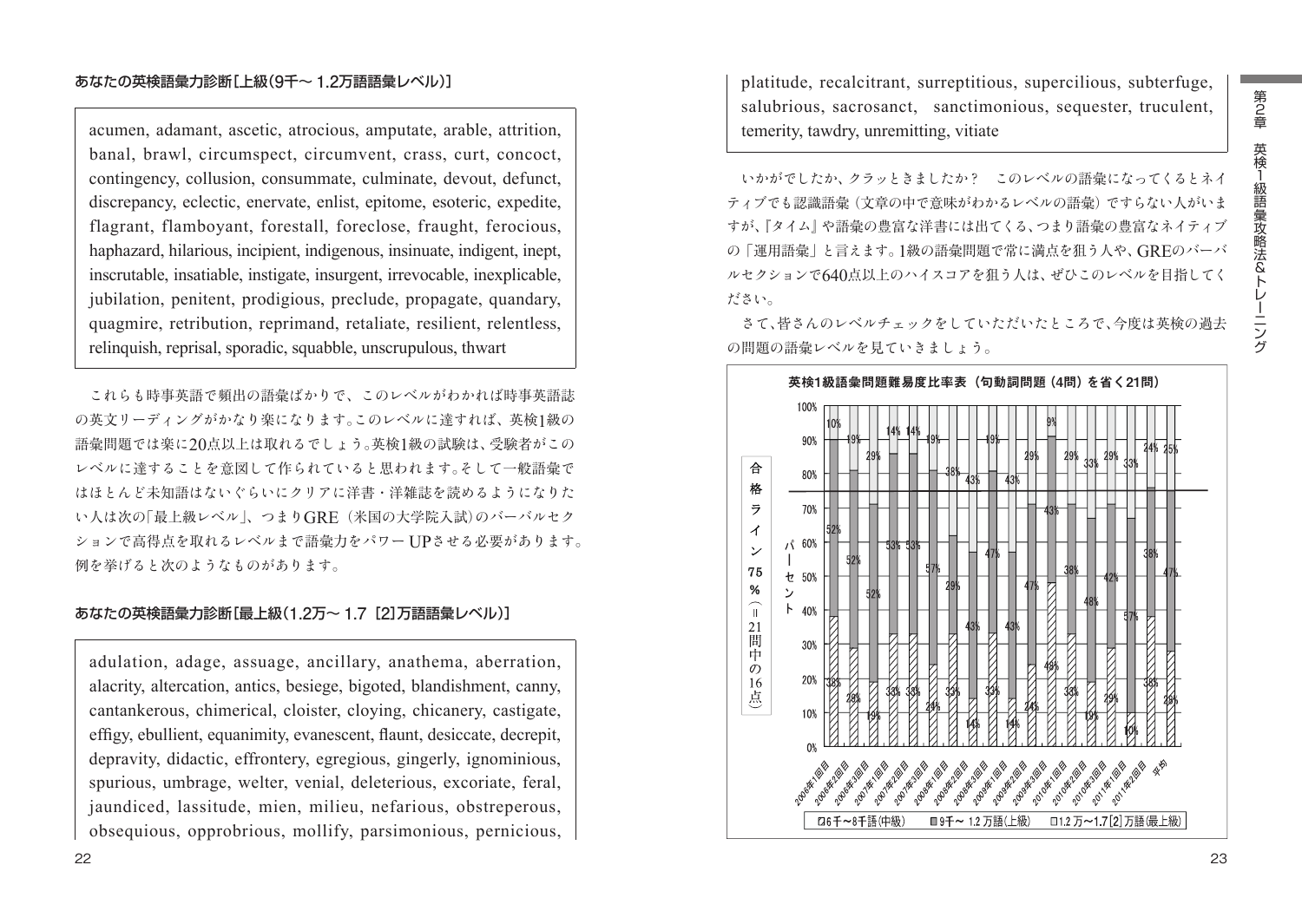### あなたの英検語彙力診断[上級(9千～1.2万語語彙レベル)]

acumen, adamant, ascetic, atrocious, amputate, arable, attrition, banal, brawl, circumspect, circumvent, crass, curt, concoct, contingency, collusion, consummate, culminate, devout, defunct, discrepancy, eclectic, enervate, enlist, epitome, esoteric, expedite, flagrant, flamboyant, forestall, foreclose, fraught, ferocious, haphazard, hilarious, incipient, indigenous, insinuate, indigent, inept, inscrutable, insatiable, instigate, insurgent, irrevocable, inexplicable, jubilation, penitent, prodigious, preclude, propagate, quandary, quagmire, retribution, reprimand, retaliate, resilient, relentless, relinquish, reprisal, sporadic, squabble, unscrupulous, thwart

これらも時事英語で頻出の語彙ばかりで、このレベルがわかれば時事英語誌の英文リーディングがかなり楽になります。このレベルに達すれば、英検1級の語彙問題では楽に20点以上は取れるでしょう。英検1級の試験は、受験者がこのレベルに達することを意図して作られていると思われます。そして一般語彙ではほとんど未知語はないぐらいにクリアに洋書・洋雑誌を読めるようになりたい人は次の「最上級レベル」、つまりGRE（米国の大学院入試）のバーバルセクションで高得点を取れるレベルまで語彙力をパワーUPさせる必要があります。例を挙げると次のようなものがあります。

### あなたの英検語彙力診断[最上級(1.2万～1.7［2］万語語彙レベル)]

adulation, adage, assuage, ancillary, anathema, aberration, alacrity, altercation, antics, besiege, bigoted, blandishment, canny, cantankerous, chimerical, cloister, cloying, chicanery, castigate, effigy, ebullient, equanimity, evanescent, flaunt, desiccate, decrepit, depravity, didactic, effrontery, egregious, gingerly, ignominious, spurious, umbrage, welter, venial, deleterious, excoriate, feral, jaundiced, lassitude, mien, milieu, nefarious, obstreperous, obsequious, opprobrious, mollify, parsimonious, pernicious, platitude, recalcitrant, surreptitious, supercilious, subterfuge, salubrious, sacrosanct, sanctimonious, sequester, truculent, temerity, tawdry, unremitting, vitiate

いかがでしたか、クラッときましたか？　このレベルの語彙になってくるとネイティブでも認識語彙（文章の中で意味がわかるレベルの語彙）ですらない人がいますが、『タイム』や語彙の豊富な洋書には出てくる、つまり語彙の豊富なネイティブの「運用語彙」と言えます。1級の語彙問題で常に満点を狙う人や、GREのバーバルセクションで640点以上のハイスコアを狙う人は、ぜひこのレベルを目指してください。

さて、皆さんのレベルチェックをしていただいたところで、今度は英検の過去の問題の語彙レベルを見ていきましょう。

**英検1級語彙問題難易度比率表（句動詞問題（4問）を省く21問）**

合格ライン75%（＝21問中の16点）

| 回 | 6千～8千語(中級) | 9千～1.2万語(上級) | 1.2万～1.7[2]万語(最上級) |
|---|---|---|---|
| 2006年1回目 | 38% | 52% | 10% |
| 2006年2回目 | 29% | 52% | 19% |
| 2006年3回目 | 19% | 52% | 29% |
| 2007年1回目 | 33% | 53% | 14% |
| 2007年2回目 | 33% | 53% | 14% |
| 2007年3回目 | 24% | 57% | 19% |
| 2008年1回目 | 33% | 29% | 38% |
| 2008年2回目 | 14% | 43% | 43% |
| 2008年3回目 | 33% | 47% | 19% |
| 2009年1回目 | 14% | 43% | 43% |
| 2009年2回目 | 24% | 47% | 29% |
| 2009年3回目 | 48% | 43% | 9% |
| 2010年1回目 | 33% | 38% | 29% |
| 2010年2回目 | 19% | 48% | 33% |
| 2010年3回目 | 29% | 42% | 29% |
| 2011年1回目 | 10% | 57% | 33% |
| 2011年2回目 | 38% | 38% | 24% |
| 平均 | 28% | 47% | 25% |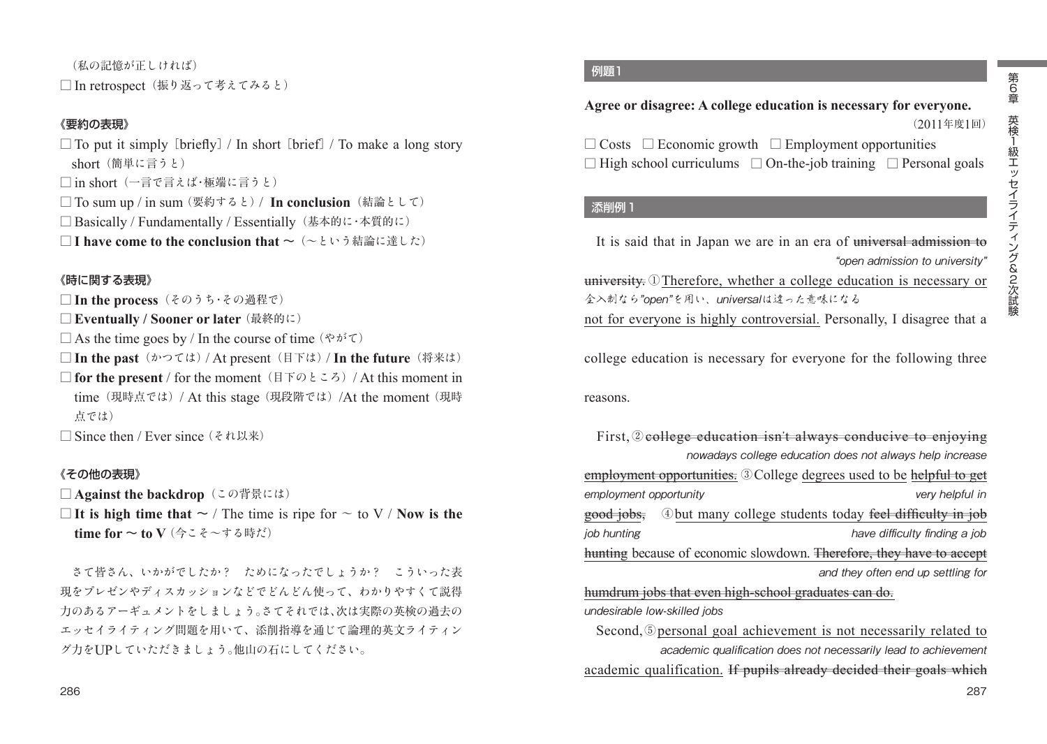（私の記憶が正しければ）

□ In retrospect（振り返って考えてみると）

**《要約の表現》**

□ To put it simply［briefly］/ In short［brief］/ To make a long story short（簡単に言うと）

□ in short（一言で言えば・極端に言うと）

□ To sum up / in sum（要約すると）/ **In conclusion**（結論として）

□ Basically / Fundamentally / Essentially（基本的に・本質的に）

□ **I have come to the conclusion that 〜**（〜という結論に達した）

**《時に関する表現》**

□ **In the process**（そのうち・その過程で）

□ **Eventually / Sooner or later**（最終的に）

□ As the time goes by / In the course of time（やがて）

□ **In the past**（かつては）/ At present（目下は）/ **In the future**（将来は）

□ **for the present** / for the moment（目下のところ）/ At this moment in time（現時点では）/ At this stage（現段階では）/At the moment（現時点では）

□ Since then / Ever since（それ以来）

**《その他の表現》**

□ **Against the backdrop**（この背景には）

□ **It is high time that 〜** / The time is ripe for 〜 to V / **Now is the time for 〜 to V**（今こそ〜する時だ）

さて皆さん、いかがでしたか？　ためになったでしょうか？　こういった表現をプレゼンやディスカッションなどでどんどん使って、わかりやすくて説得力のあるアーギュメントをしましょう。さてそれでは、次は実際の英検の過去のエッセイライティング問題を用いて、添削指導を通じて論理的英文ライティング力をUPしていただきましょう。他山の石にしてください。

## 例題1

**Agree or disagree: A college education is necessary for everyone.**

（2011年度1回）

□ Costs　□ Economic growth　□ Employment opportunities
□ High school curriculums　□ On-the-job training　□ Personal goals

## 添削例 1

It is said that in Japan we are in an era of ~~universal admission to university.~~ *"open admission to university"* ①Therefore, whether a college education is necessary or not for everyone is highly controversial. Personally, I disagree that a college education is necessary for everyone for the following three reasons.

全入制なら"open"を用い、universalは違った意味になる

First, ②~~college education isn't always conducive to enjoying employment opportunities.~~ *nowadays college education does not always help increase employment opportunity* ③College degrees used to be ~~helpful to get good jobs,~~ *very helpful in job hunting* ④but many college students today ~~feel difficulty in job hunting~~ *have difficulty finding a job* because of economic slowdown. ~~Therefore, they have to accept humdrum jobs that even high-school graduates can do.~~ *and they often end up settling for undesirable low-skilled jobs*

Second, ⑤personal goal achievement is not necessarily related to academic qualification. *academic qualification does not necessarily lead to achievement* ~~If pupils already decided their goals which~~